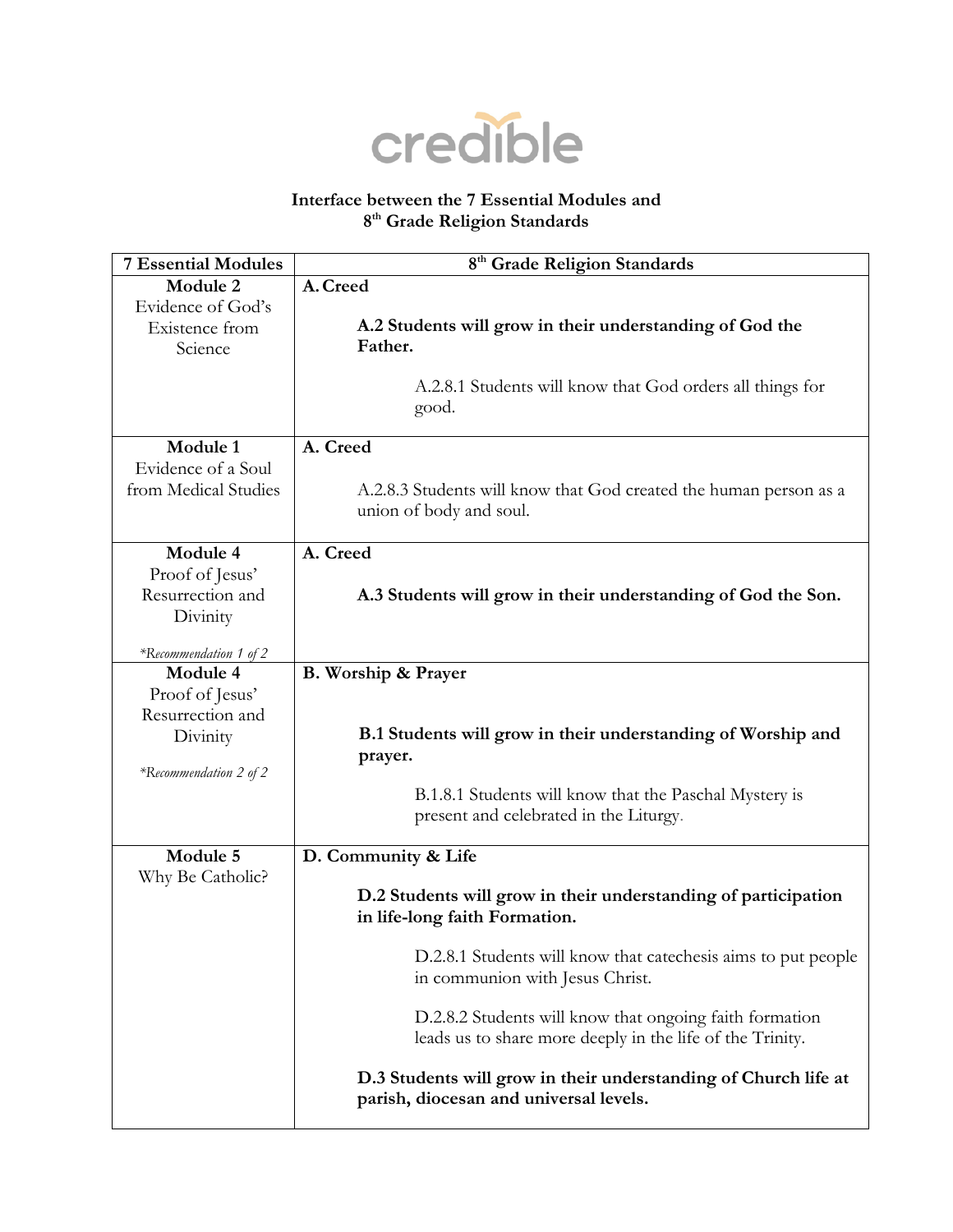credible

**Interface between the 7 Essential Modules and 8th Grade Religion Standards**

| 7 Essential Modules | 8th Grade Religion Standards |
|---|---|
| **Module 2** Evidence of God's Existence from Science | **A. Creed** <br><br> **A.2 Students will grow in their understanding of God the Father.** <br><br> A.2.8.1 Students will know that God orders all things for good. |
| **Module 1** Evidence of a Soul from Medical Studies | **A. Creed** <br><br> A.2.8.3 Students will know that God created the human person as a union of body and soul. |
| **Module 4** Proof of Jesus' Resurrection and Divinity <br><br> *\*Recommendation 1 of 2* | **A. Creed** <br><br> **A.3 Students will grow in their understanding of God the Son.** |
| **Module 4** Proof of Jesus' Resurrection and Divinity <br><br> *\*Recommendation 2 of 2* | **B. Worship & Prayer** <br><br> **B.1 Students will grow in their understanding of Worship and prayer.** <br><br> B.1.8.1 Students will know that the Paschal Mystery is present and celebrated in the Liturgy. |
| **Module 5** Why Be Catholic? | **D. Community & Life** <br><br> **D.2 Students will grow in their understanding of participation in life-long faith Formation.** <br><br> D.2.8.1 Students will know that catechesis aims to put people in communion with Jesus Christ. <br><br> D.2.8.2 Students will know that ongoing faith formation leads us to share more deeply in the life of the Trinity. <br><br> **D.3 Students will grow in their understanding of Church life at parish, diocesan and universal levels.** |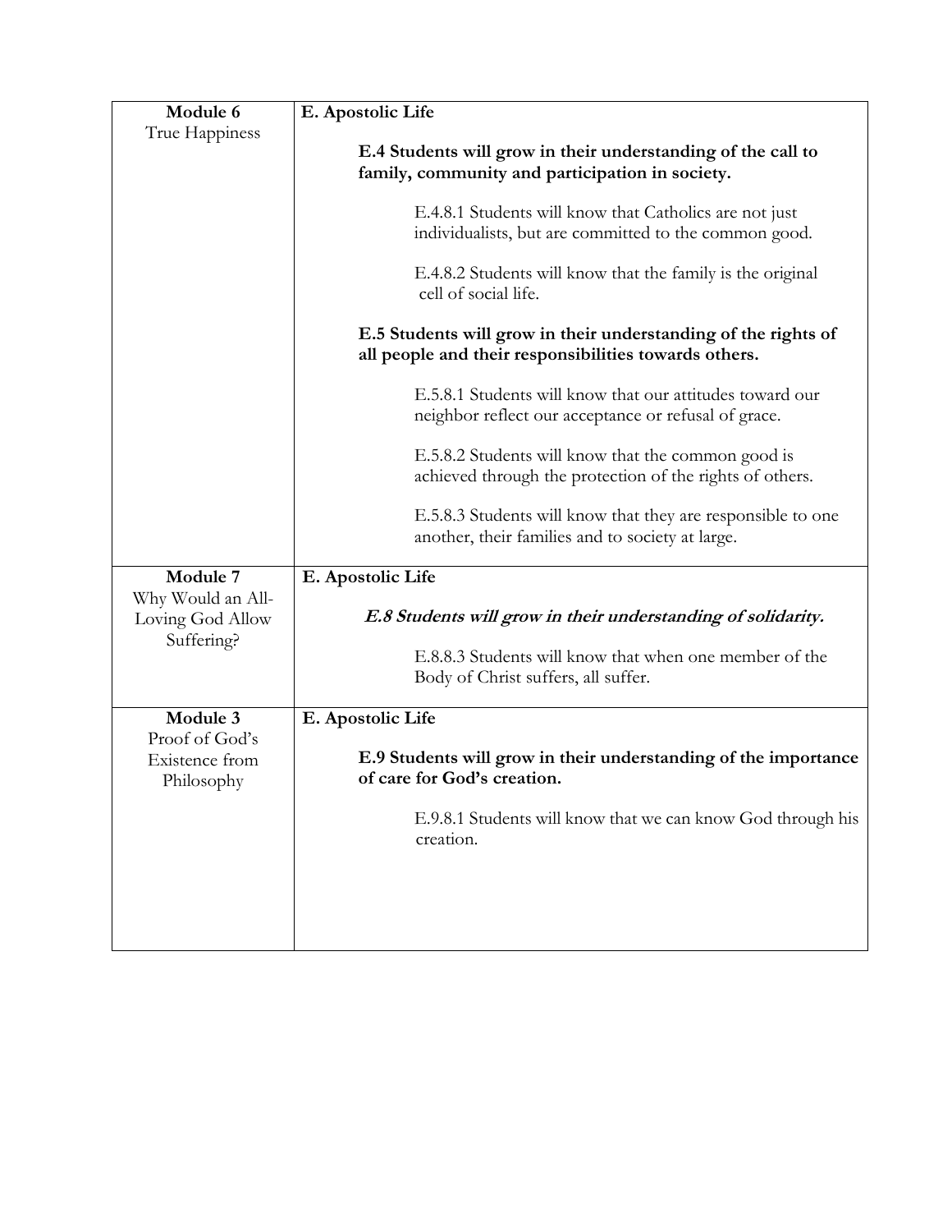| | |
|---|---|
| **Module 6**<br>True Happiness | **E. Apostolic Life**<br><br>**E.4 Students will grow in their understanding of the call to family, community and participation in society.**<br><br>E.4.8.1 Students will know that Catholics are not just individualists, but are committed to the common good.<br><br>E.4.8.2 Students will know that the family is the original cell of social life.<br><br>**E.5 Students will grow in their understanding of the rights of all people and their responsibilities towards others.**<br><br>E.5.8.1 Students will know that our attitudes toward our neighbor reflect our acceptance or refusal of grace.<br><br>E.5.8.2 Students will know that the common good is achieved through the protection of the rights of others.<br><br>E.5.8.3 Students will know that they are responsible to one another, their families and to society at large. |
| **Module 7**<br>Why Would an All-Loving God Allow Suffering? | **E. Apostolic Life**<br><br>***E.8 Students will grow in their understanding of solidarity.***<br><br>E.8.8.3 Students will know that when one member of the Body of Christ suffers, all suffer. |
| **Module 3**<br>Proof of God's Existence from Philosophy | **E. Apostolic Life**<br><br>**E.9 Students will grow in their understanding of the importance of care for God's creation.**<br><br>E.9.8.1 Students will know that we can know God through his creation. |